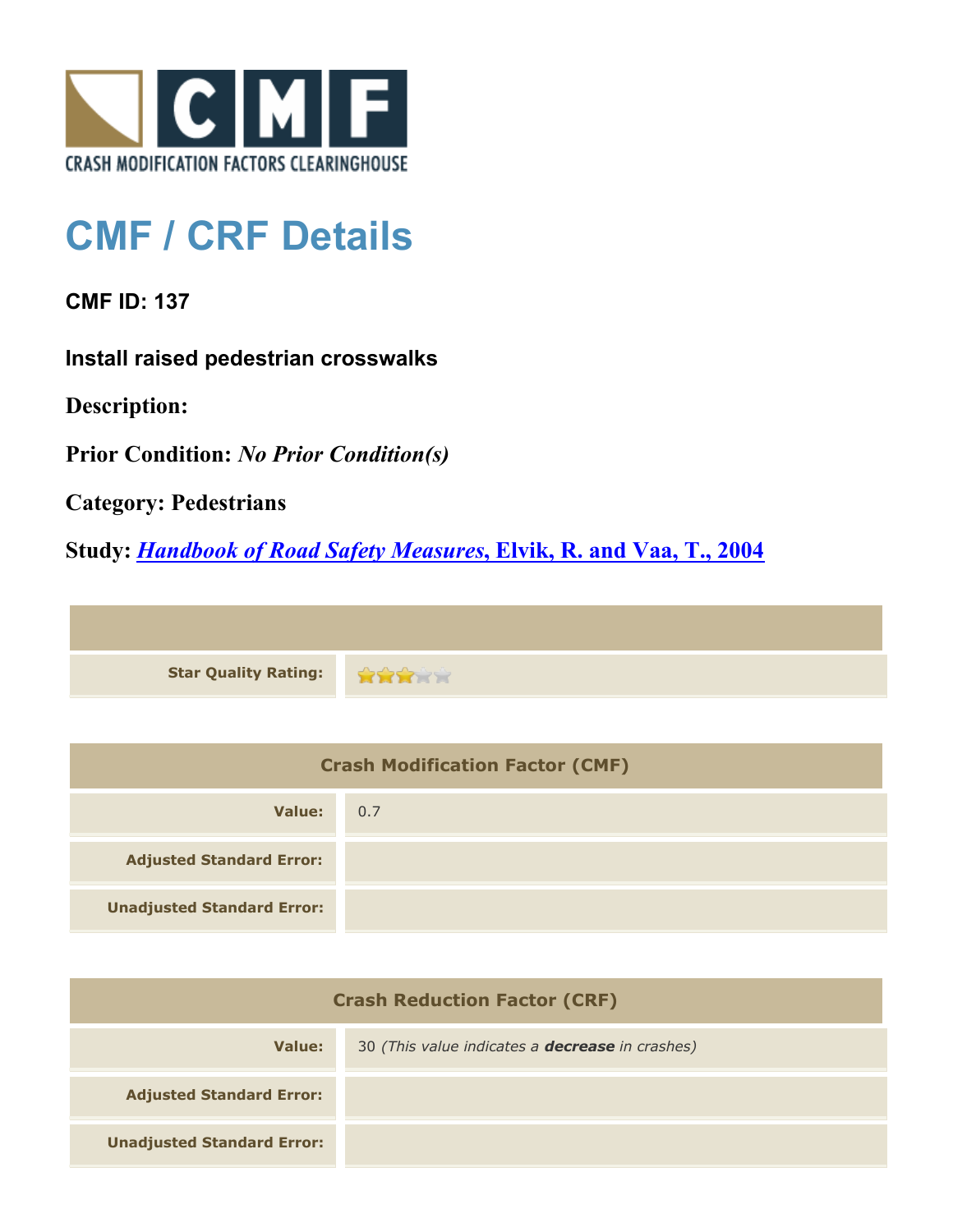CRASH MODIFICATION FACTORS CLEARINGHOUSE

# CMF / CRF Details

**CMF ID: 137**

**Install raised pedestrian crosswalks**

**Description:**

**Prior Condition:** *No Prior Condition(s)*

**Category: Pedestrians**

**Study:** [*Handbook of Road Safety Measures*, Elvik, R. and Vaa, T., 2004]()

| | |
|---|---|
| **Star Quality Rating:** | 3 of 5 stars |

| Crash Modification Factor (CMF) | |
|---|---|
| **Value:** | 0.7 |
| **Adjusted Standard Error:** | |
| **Unadjusted Standard Error:** | |

| Crash Reduction Factor (CRF) | |
|---|---|
| **Value:** | 30 *(This value indicates a **decrease** in crashes)* |
| **Adjusted Standard Error:** | |
| **Unadjusted Standard Error:** | |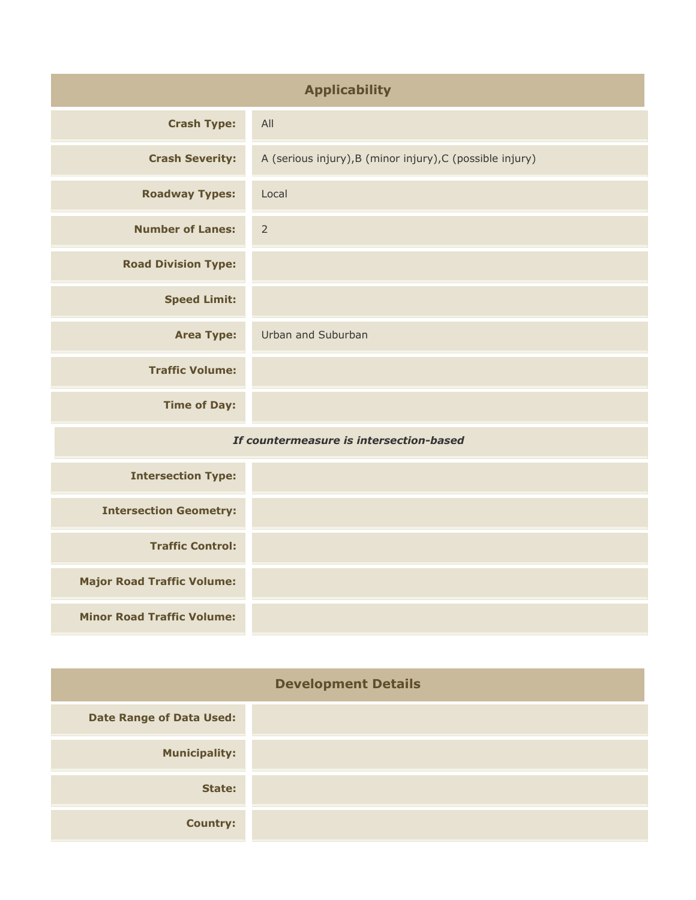| Applicability | |
|---|---|
| **Crash Type:** | All |
| **Crash Severity:** | A (serious injury),B (minor injury),C (possible injury) |
| **Roadway Types:** | Local |
| **Number of Lanes:** | 2 |
| **Road Division Type:** | |
| **Speed Limit:** | |
| **Area Type:** | Urban and Suburban |
| **Traffic Volume:** | |
| **Time of Day:** | |
| ***If countermeasure is intersection-based*** | |
| **Intersection Type:** | |
| **Intersection Geometry:** | |
| **Traffic Control:** | |
| **Major Road Traffic Volume:** | |
| **Minor Road Traffic Volume:** | |

| Development Details | |
|---|---|
| **Date Range of Data Used:** | |
| **Municipality:** | |
| **State:** | |
| **Country:** | |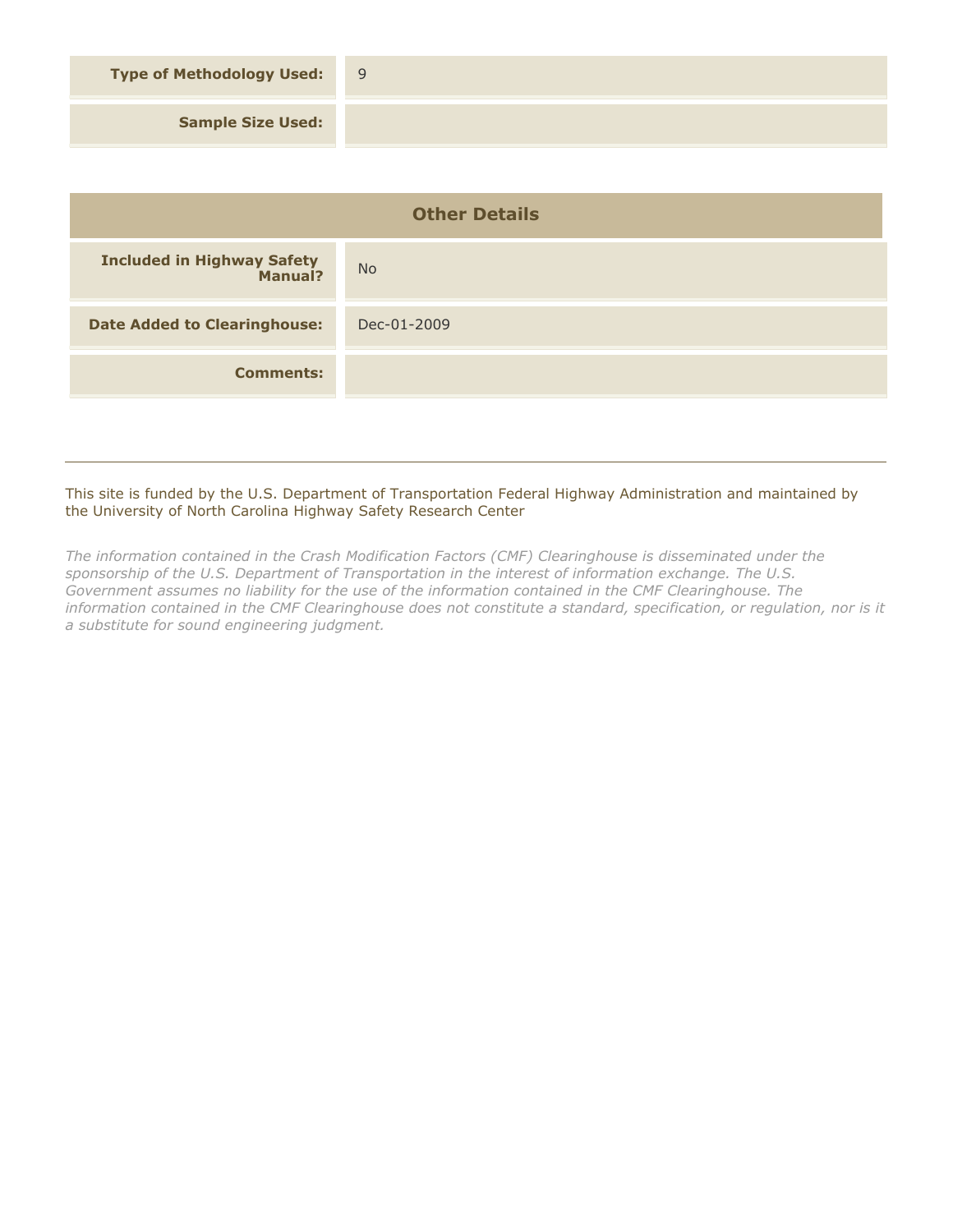| | |
|---|---|
| **Type of Methodology Used:** | 9 |
| **Sample Size Used:** | |

## Other Details

| | |
|---|---|
| **Included in Highway Safety Manual?** | No |
| **Date Added to Clearinghouse:** | Dec-01-2009 |
| **Comments:** | |

---

This site is funded by the U.S. Department of Transportation Federal Highway Administration and maintained by the University of North Carolina Highway Safety Research Center

*The information contained in the Crash Modification Factors (CMF) Clearinghouse is disseminated under the sponsorship of the U.S. Department of Transportation in the interest of information exchange. The U.S. Government assumes no liability for the use of the information contained in the CMF Clearinghouse. The information contained in the CMF Clearinghouse does not constitute a standard, specification, or regulation, nor is it a substitute for sound engineering judgment.*